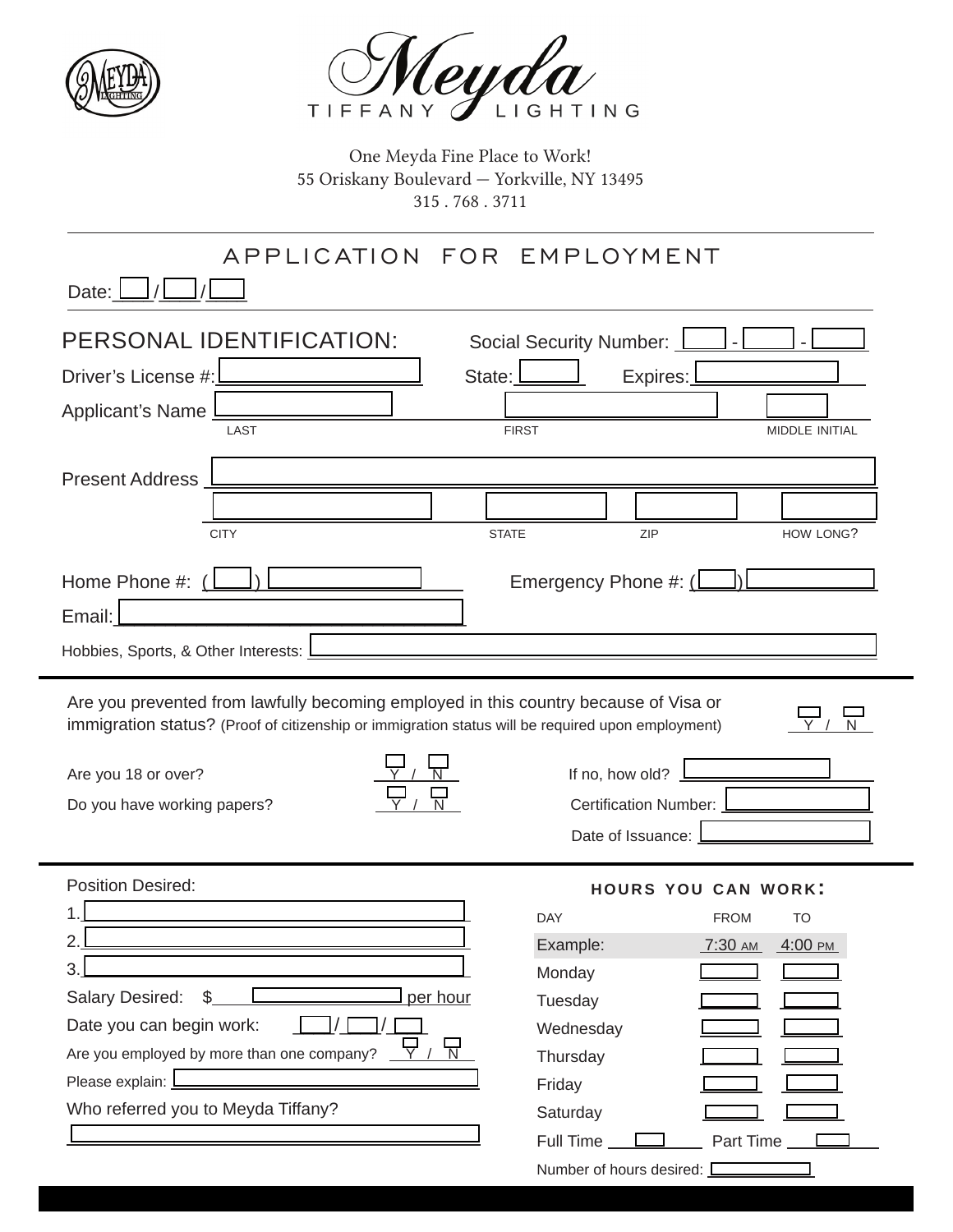# Meyda

TIFFANY LIGHTING

One Meyda Fine Place to Work!
55 Oriskany Boulevard — Yorkville, NY 13495
315 . 768 . 3711

## APPLICATION FOR EMPLOYMENT

Date: ____ / ____ / ____

## PERSONAL IDENTIFICATION:

Social Security Number: ____ - ____ - ____

Driver's License #: ____________ State: ______ Expires: ____________

Applicant's Name ____________ ____________ ______
LAST FIRST MIDDLE INITIAL

Present Address ________________________________

____________ ______ ______ ______
CITY STATE ZIP HOW LONG?

Home Phone #: ( ____ ) ____________ Emergency Phone #: ( ____ ) ____________

Email: ________________________________

Hobbies, Sports, & Other Interests: ________________________________

---

Are you prevented from lawfully becoming employed in this country because of Visa or immigration status? (Proof of citizenship or immigration status will be required upon employment) Y / N

Are you 18 or over? Y / N If no, how old? ____________

Do you have working papers? Y / N Certification Number: ____________

Date of Issuance: ____________

---

Position Desired:

1. ________________________________
2. ________________________________
3. ________________________________

Salary Desired: $ ____________ per hour

Date you can begin work: ____ / ____ / ____

Are you employed by more than one company? Y / N

Please explain: ________________________________

Who referred you to Meyda Tiffany?

________________________________

### HOURS YOU CAN WORK:

| DAY | FROM | TO |
|---|---|---|
| Example: | 7:30 AM | 4:00 PM |
| Monday | | |
| Tuesday | | |
| Wednesday | | |
| Thursday | | |
| Friday | | |
| Saturday | | |

Full Time ______ Part Time ______

Number of hours desired: ____________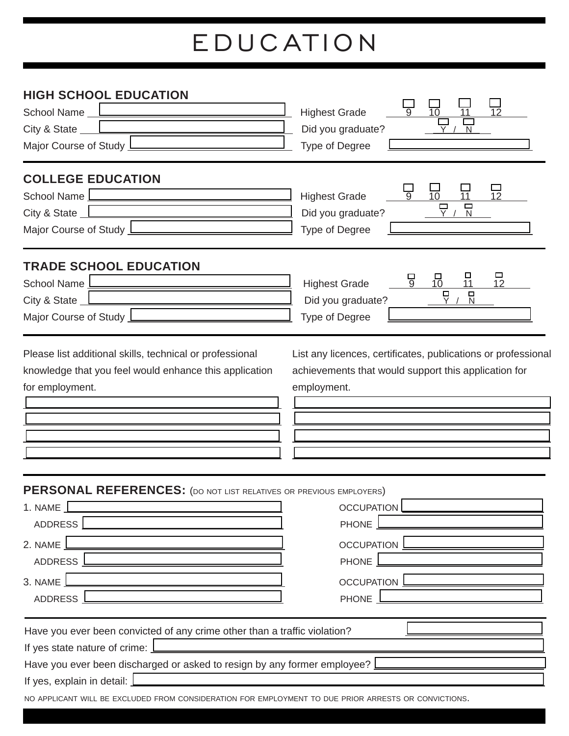# EDUCATION

## HIGH SCHOOL EDUCATION

School Name ______________________ Highest Grade ☐ 9 ☐ 10 ☐ 11 ☐ 12

City & State ______________________ Did you graduate? ☐ Y / ☐ N

Major Course of Study ______________________ Type of Degree ______________________

## COLLEGE EDUCATION

School Name ______________________ Highest Grade ☐ 9 ☐ 10 ☐ 11 ☐ 12

City & State ______________________ Did you graduate? ☐ Y / ☐ N

Major Course of Study ______________________ Type of Degree ______________________

## TRADE SCHOOL EDUCATION

School Name ______________________ Highest Grade ☐ 9 ☐ 10 ☐ 11 ☐ 12

City & State ______________________ Did you graduate? ☐ Y / ☐ N

Major Course of Study ______________________ Type of Degree ______________________

Please list additional skills, technical or professional knowledge that you feel would enhance this application for employment.

______________________

______________________

______________________

______________________

List any licences, certificates, publications or professional achievements that would support this application for employment.

______________________

______________________

______________________

______________________

## PERSONAL REFERENCES: (DO NOT LIST RELATIVES OR PREVIOUS EMPLOYERS)

1. NAME ______________________ OCCUPATION ______________________
   ADDRESS ______________________ PHONE ______________________

2. NAME ______________________ OCCUPATION ______________________
   ADDRESS ______________________ PHONE ______________________

3. NAME ______________________ OCCUPATION ______________________
   ADDRESS ______________________ PHONE ______________________

Have you ever been convicted of any crime other than a traffic violation? ______________________

If yes state nature of crime: ______________________

Have you ever been discharged or asked to resign by any former employee? ______________________

If yes, explain in detail: ______________________

NO APPLICANT WILL BE EXCLUDED FROM CONSIDERATION FOR EMPLOYMENT TO DUE PRIOR ARRESTS OR CONVICTIONS.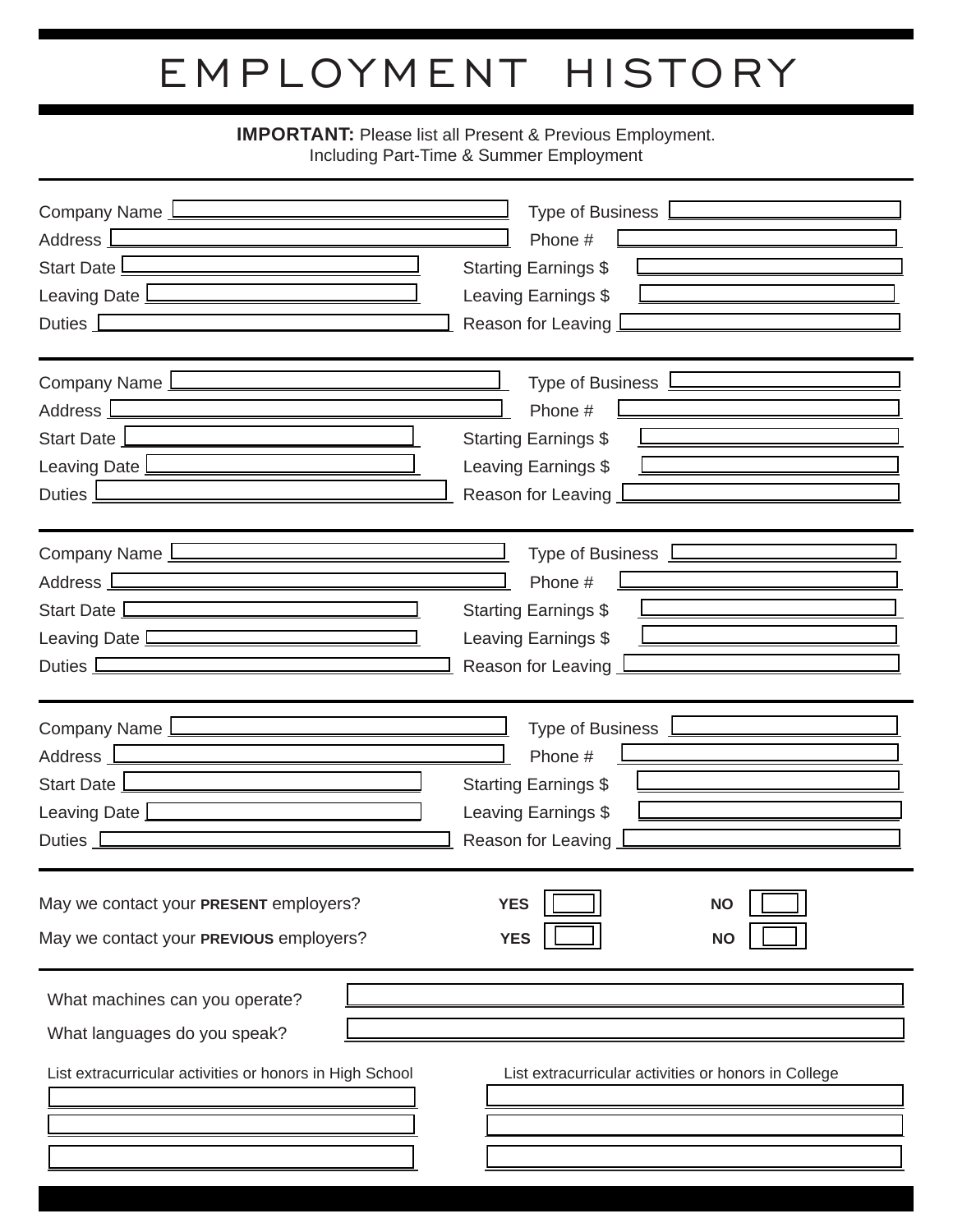# EMPLOYMENT HISTORY

**IMPORTANT:** Please list all Present & Previous Employment.
Including Part-Time & Summer Employment

---

Company Name ______________________ Type of Business ______________________
Address ______________________ Phone # ______________________
Start Date ______________________ Starting Earnings $ ______________________
Leaving Date ______________________ Leaving Earnings $ ______________________
Duties ______________________ Reason for Leaving ______________________

---

Company Name ______________________ Type of Business ______________________
Address ______________________ Phone # ______________________
Start Date ______________________ Starting Earnings $ ______________________
Leaving Date ______________________ Leaving Earnings $ ______________________
Duties ______________________ Reason for Leaving ______________________

---

Company Name ______________________ Type of Business ______________________
Address ______________________ Phone # ______________________
Start Date ______________________ Starting Earnings $ ______________________
Leaving Date ______________________ Leaving Earnings $ ______________________
Duties ______________________ Reason for Leaving ______________________

---

Company Name ______________________ Type of Business ______________________
Address ______________________ Phone # ______________________
Start Date ______________________ Starting Earnings $ ______________________
Leaving Date ______________________ Leaving Earnings $ ______________________
Duties ______________________ Reason for Leaving ______________________

---

May we contact your **PRESENT** employers? **YES** ☐ **NO** ☐

May we contact your **PREVIOUS** employers? **YES** ☐ **NO** ☐

---

What machines can you operate? ______________________

What languages do you speak? ______________________

List extracurricular activities or honors in High School
______________________
______________________
______________________

List extracurricular activities or honors in College
______________________
______________________
______________________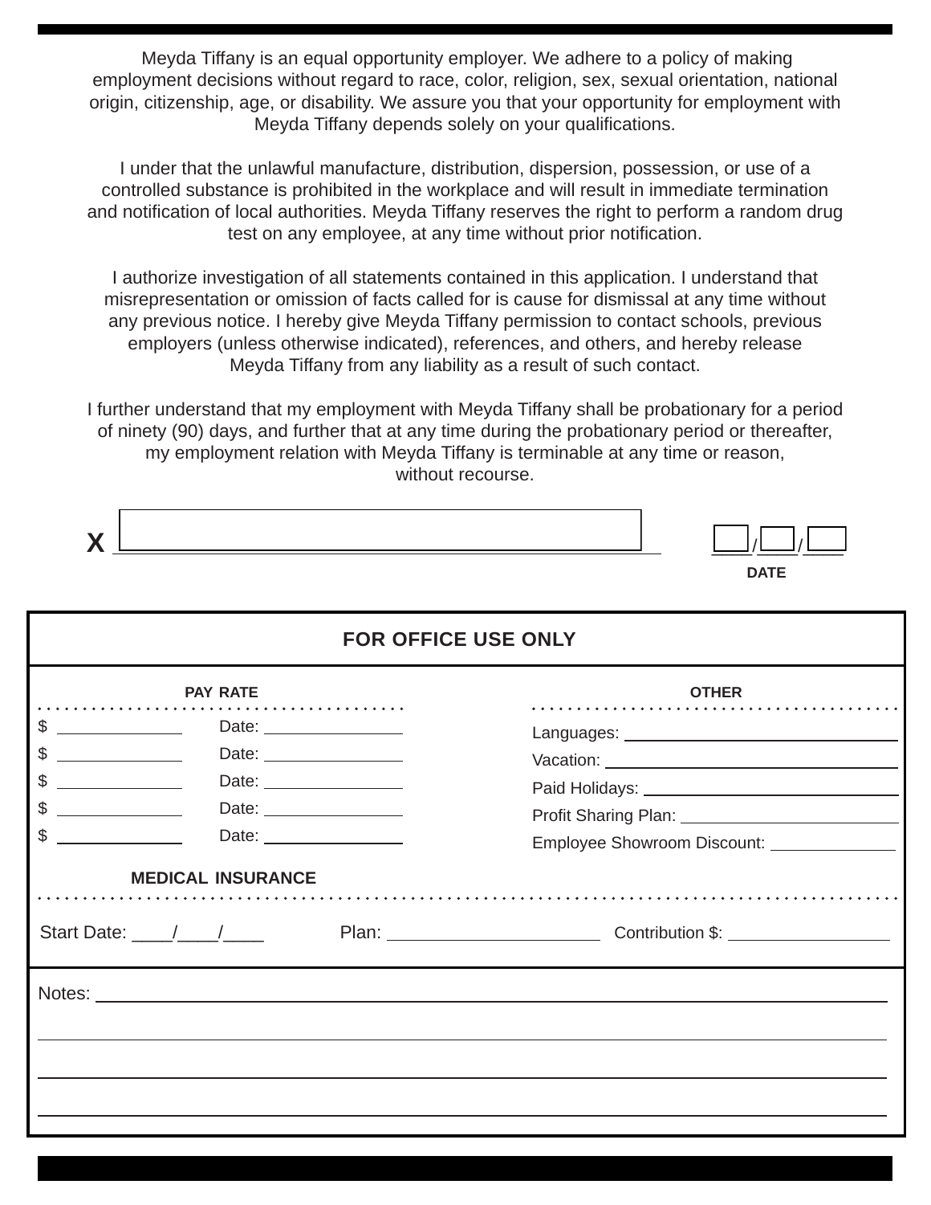Meyda Tiffany is an equal opportunity employer. We adhere to a policy of making employment decisions without regard to race, color, religion, sex, sexual orientation, national origin, citizenship, age, or disability. We assure you that your opportunity for employment with Meyda Tiffany depends solely on your qualifications.

I under that the unlawful manufacture, distribution, dispersion, possession, or use of a controlled substance is prohibited in the workplace and will result in immediate termination and notification of local authorities. Meyda Tiffany reserves the right to perform a random drug test on any employee, at any time without prior notification.

I authorize investigation of all statements contained in this application. I understand that misrepresentation or omission of facts called for is cause for dismissal at any time without any previous notice. I hereby give Meyda Tiffany permission to contact schools, previous employers (unless otherwise indicated), references, and others, and hereby release Meyda Tiffany from any liability as a result of such contact.

I further understand that my employment with Meyda Tiffany shall be probationary for a period of ninety (90) days, and further that at any time during the probationary period or thereafter, my employment relation with Meyda Tiffany is terminable at any time or reason, without recourse.

X ______________________________ ____/____/____

DATE

## FOR OFFICE USE ONLY

**PAY RATE**

$ __________ Date: __________

$ __________ Date: __________

$ __________ Date: __________

$ __________ Date: __________

$ __________ Date: __________

**OTHER**

Languages: __________

Vacation: __________

Paid Holidays: __________

Profit Sharing Plan: __________

Employee Showroom Discount: __________

**MEDICAL INSURANCE**

Start Date: ____/____/____ Plan: __________ Contribution $: __________

Notes: __________